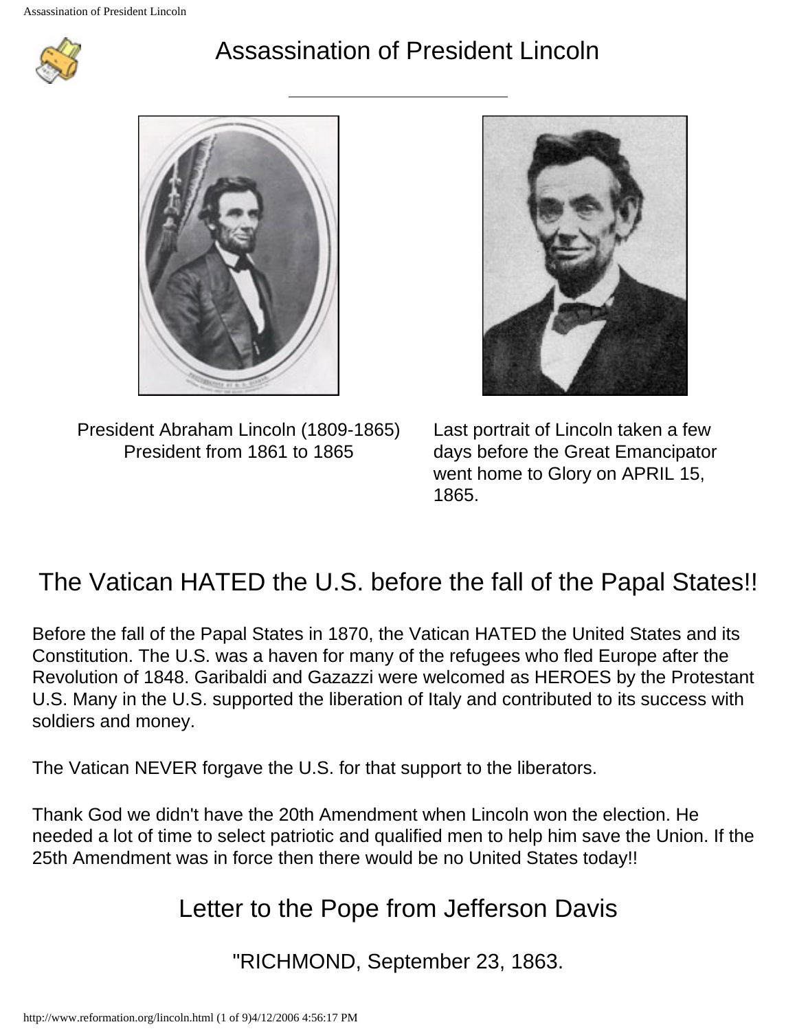# Assassination of President Lincoln

President Abraham Lincoln (1809-1865)
President from 1861 to 1865

Last portrait of Lincoln taken a few days before the Great Emancipator went home to Glory on APRIL 15, 1865.

## The Vatican HATED the U.S. before the fall of the Papal States!!

Before the fall of the Papal States in 1870, the Vatican HATED the United States and its Constitution. The U.S. was a haven for many of the refugees who fled Europe after the Revolution of 1848. Garibaldi and Gazazzi were welcomed as HEROES by the Protestant U.S. Many in the U.S. supported the liberation of Italy and contributed to its success with soldiers and money.

The Vatican NEVER forgave the U.S. for that support to the liberators.

Thank God we didn't have the 20th Amendment when Lincoln won the election. He needed a lot of time to select patriotic and qualified men to help him save the Union. If the 25th Amendment was in force then there would be no United States today!!

## Letter to the Pope from Jefferson Davis

"RICHMOND, September 23, 1863.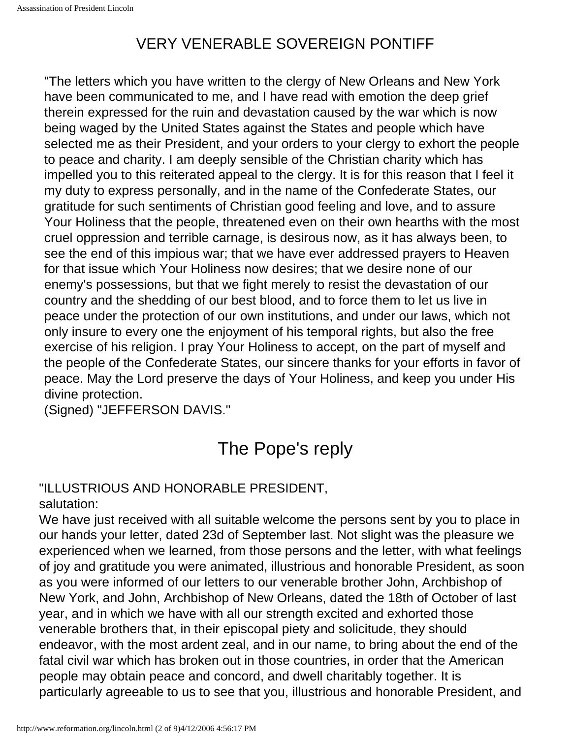## VERY VENERABLE SOVEREIGN PONTIFF

"The letters which you have written to the clergy of New Orleans and New York have been communicated to me, and I have read with emotion the deep grief therein expressed for the ruin and devastation caused by the war which is now being waged by the United States against the States and people which have selected me as their President, and your orders to your clergy to exhort the people to peace and charity. I am deeply sensible of the Christian charity which has impelled you to this reiterated appeal to the clergy. It is for this reason that I feel it my duty to express personally, and in the name of the Confederate States, our gratitude for such sentiments of Christian good feeling and love, and to assure Your Holiness that the people, threatened even on their own hearths with the most cruel oppression and terrible carnage, is desirous now, as it has always been, to see the end of this impious war; that we have ever addressed prayers to Heaven for that issue which Your Holiness now desires; that we desire none of our enemy's possessions, but that we fight merely to resist the devastation of our country and the shedding of our best blood, and to force them to let us live in peace under the protection of our own institutions, and under our laws, which not only insure to every one the enjoyment of his temporal rights, but also the free exercise of his religion. I pray Your Holiness to accept, on the part of myself and the people of the Confederate States, our sincere thanks for your efforts in favor of peace. May the Lord preserve the days of Your Holiness, and keep you under His divine protection.
(Signed) "JEFFERSON DAVIS."

# The Pope's reply

"ILLUSTRIOUS AND HONORABLE PRESIDENT,
salutation:
We have just received with all suitable welcome the persons sent by you to place in our hands your letter, dated 23d of September last. Not slight was the pleasure we experienced when we learned, from those persons and the letter, with what feelings of joy and gratitude you were animated, illustrious and honorable President, as soon as you were informed of our letters to our venerable brother John, Archbishop of New York, and John, Archbishop of New Orleans, dated the 18th of October of last year, and in which we have with all our strength excited and exhorted those venerable brothers that, in their episcopal piety and solicitude, they should endeavor, with the most ardent zeal, and in our name, to bring about the end of the fatal civil war which has broken out in those countries, in order that the American people may obtain peace and concord, and dwell charitably together. It is particularly agreeable to us to see that you, illustrious and honorable President, and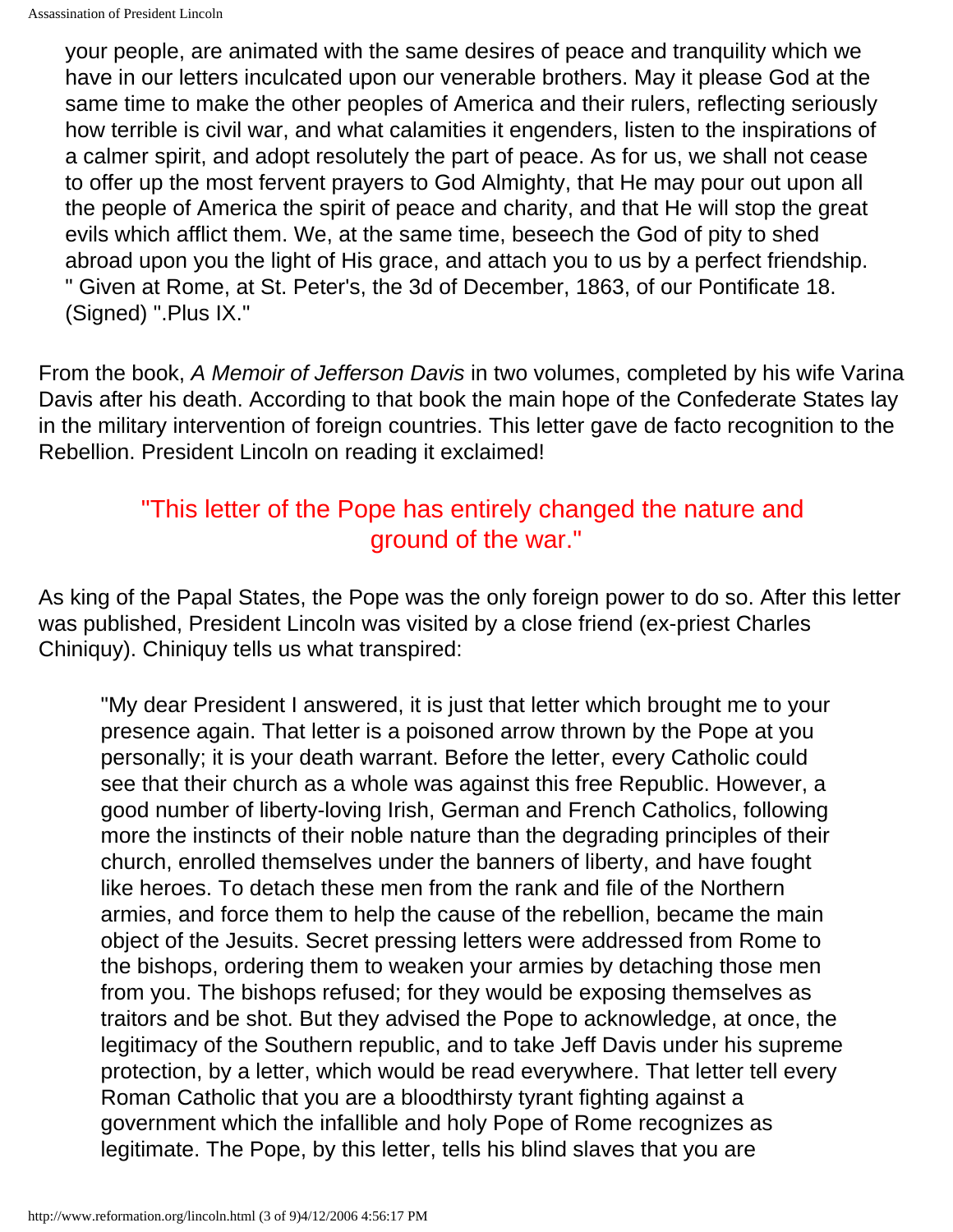> your people, are animated with the same desires of peace and tranquility which we have in our letters inculcated upon our venerable brothers. May it please God at the same time to make the other peoples of America and their rulers, reflecting seriously how terrible is civil war, and what calamities it engenders, listen to the inspirations of a calmer spirit, and adopt resolutely the part of peace. As for us, we shall not cease to offer up the most fervent prayers to God Almighty, that He may pour out upon all the people of America the spirit of peace and charity, and that He will stop the great evils which afflict them. We, at the same time, beseech the God of pity to shed abroad upon you the light of His grace, and attach you to us by a perfect friendship.
> " Given at Rome, at St. Peter's, the 3d of December, 1863, of our Pontificate 18.
> (Signed) ".Plus IX."

From the book, *A Memoir of Jefferson Davis* in two volumes, completed by his wife Varina Davis after his death. According to that book the main hope of the Confederate States lay in the military intervention of foreign countries. This letter gave de facto recognition to the Rebellion. President Lincoln on reading it exclaimed!

"This letter of the Pope has entirely changed the nature and ground of the war."

As king of the Papal States, the Pope was the only foreign power to do so. After this letter was published, President Lincoln was visited by a close friend (ex-priest Charles Chiniquy). Chiniquy tells us what transpired:

> "My dear President I answered, it is just that letter which brought me to your presence again. That letter is a poisoned arrow thrown by the Pope at you personally; it is your death warrant. Before the letter, every Catholic could see that their church as a whole was against this free Republic. However, a good number of liberty-loving Irish, German and French Catholics, following more the instincts of their noble nature than the degrading principles of their church, enrolled themselves under the banners of liberty, and have fought like heroes. To detach these men from the rank and file of the Northern armies, and force them to help the cause of the rebellion, became the main object of the Jesuits. Secret pressing letters were addressed from Rome to the bishops, ordering them to weaken your armies by detaching those men from you. The bishops refused; for they would be exposing themselves as traitors and be shot. But they advised the Pope to acknowledge, at once, the legitimacy of the Southern republic, and to take Jeff Davis under his supreme protection, by a letter, which would be read everywhere. That letter tell every Roman Catholic that you are a bloodthirsty tyrant fighting against a government which the infallible and holy Pope of Rome recognizes as legitimate. The Pope, by this letter, tells his blind slaves that you are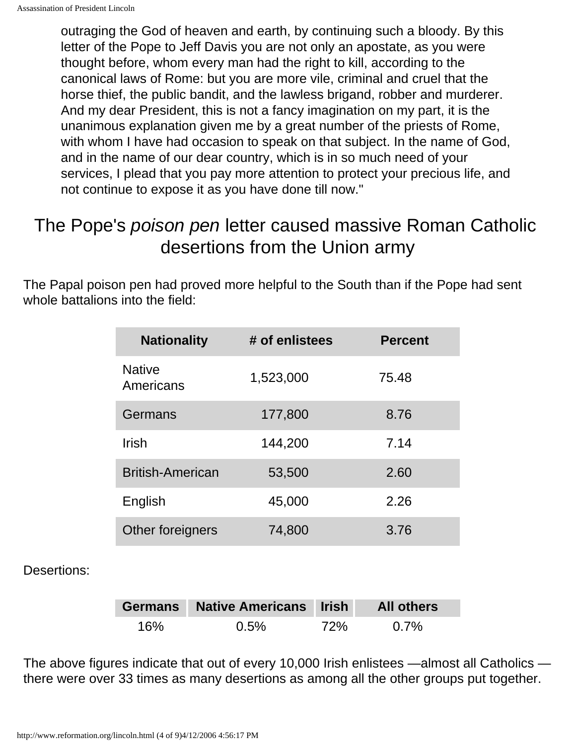outraging the God of heaven and earth, by continuing such a bloody. By this letter of the Pope to Jeff Davis you are not only an apostate, as you were thought before, whom every man had the right to kill, according to the canonical laws of Rome: but you are more vile, criminal and cruel that the horse thief, the public bandit, and the lawless brigand, robber and murderer. And my dear President, this is not a fancy imagination on my part, it is the unanimous explanation given me by a great number of the priests of Rome, with whom I have had occasion to speak on that subject. In the name of God, and in the name of our dear country, which is in so much need of your services, I plead that you pay more attention to protect your precious life, and not continue to expose it as you have done till now."

## The Pope's *poison pen* letter caused massive Roman Catholic desertions from the Union army

The Papal poison pen had proved more helpful to the South than if the Pope had sent whole battalions into the field:

| Nationality | # of enlistees | Percent |
|---|---|---|
| Native Americans | 1,523,000 | 75.48 |
| Germans | 177,800 | 8.76 |
| Irish | 144,200 | 7.14 |
| British-American | 53,500 | 2.60 |
| English | 45,000 | 2.26 |
| Other foreigners | 74,800 | 3.76 |

Desertions:

| Germans | Native Americans | Irish | All others |
|---|---|---|---|
| 16% | 0.5% | 72% | 0.7% |

The above figures indicate that out of every 10,000 Irish enlistees —almost all Catholics — there were over 33 times as many desertions as among all the other groups put together.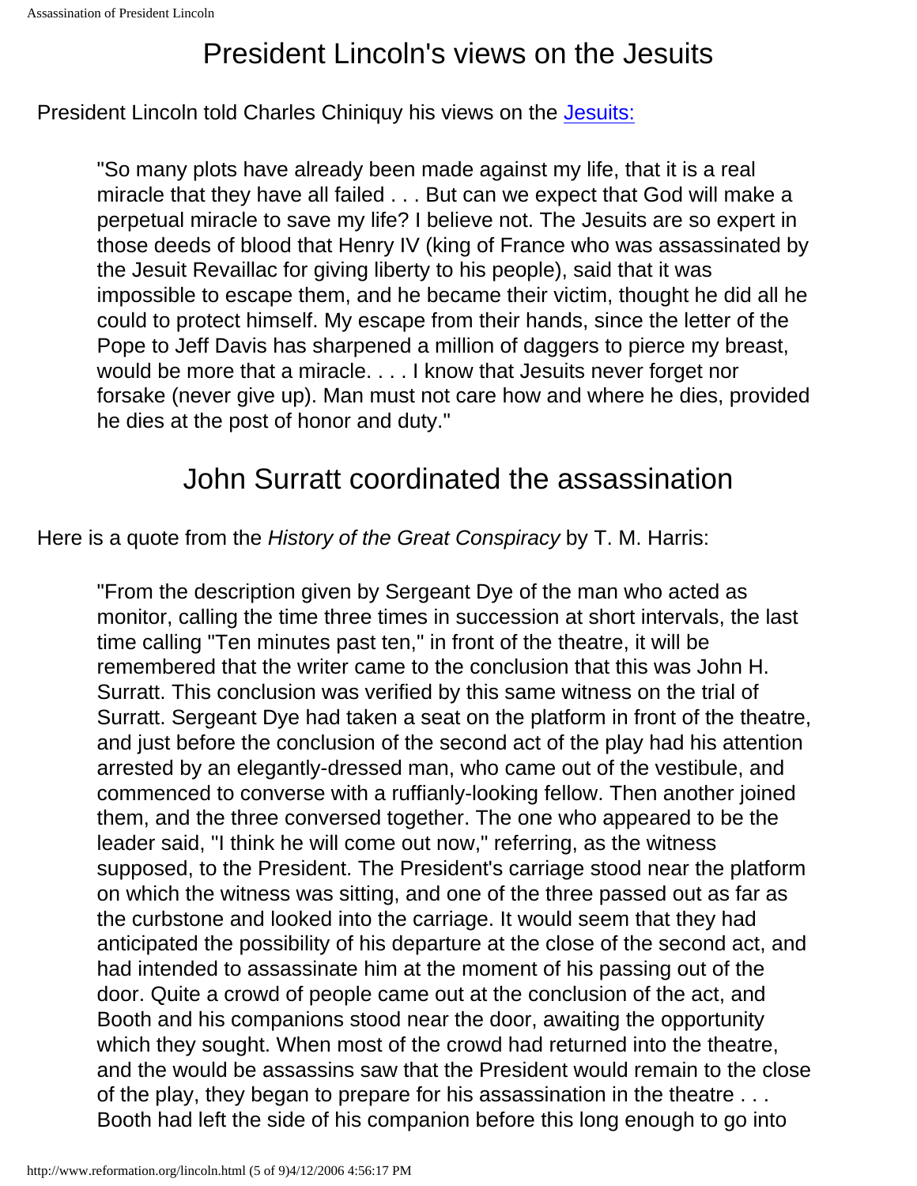## President Lincoln's views on the Jesuits

President Lincoln told Charles Chiniquy his views on the [Jesuits:](#)

> "So many plots have already been made against my life, that it is a real miracle that they have all failed . . . But can we expect that God will make a perpetual miracle to save my life? I believe not. The Jesuits are so expert in those deeds of blood that Henry IV (king of France who was assassinated by the Jesuit Revaillac for giving liberty to his people), said that it was impossible to escape them, and he became their victim, thought he did all he could to protect himself. My escape from their hands, since the letter of the Pope to Jeff Davis has sharpened a million of daggers to pierce my breast, would be more that a miracle. . . . I know that Jesuits never forget nor forsake (never give up). Man must not care how and where he dies, provided he dies at the post of honor and duty."

## John Surratt coordinated the assassination

Here is a quote from the *History of the Great Conspiracy* by T. M. Harris:

> "From the description given by Sergeant Dye of the man who acted as monitor, calling the time three times in succession at short intervals, the last time calling "Ten minutes past ten," in front of the theatre, it will be remembered that the writer came to the conclusion that this was John H. Surratt. This conclusion was verified by this same witness on the trial of Surratt. Sergeant Dye had taken a seat on the platform in front of the theatre, and just before the conclusion of the second act of the play had his attention arrested by an elegantly-dressed man, who came out of the vestibule, and commenced to converse with a ruffianly-looking fellow. Then another joined them, and the three conversed together. The one who appeared to be the leader said, "I think he will come out now," referring, as the witness supposed, to the President. The President's carriage stood near the platform on which the witness was sitting, and one of the three passed out as far as the curbstone and looked into the carriage. It would seem that they had anticipated the possibility of his departure at the close of the second act, and had intended to assassinate him at the moment of his passing out of the door. Quite a crowd of people came out at the conclusion of the act, and Booth and his companions stood near the door, awaiting the opportunity which they sought. When most of the crowd had returned into the theatre, and the would be assassins saw that the President would remain to the close of the play, they began to prepare for his assassination in the theatre . . . Booth had left the side of his companion before this long enough to go into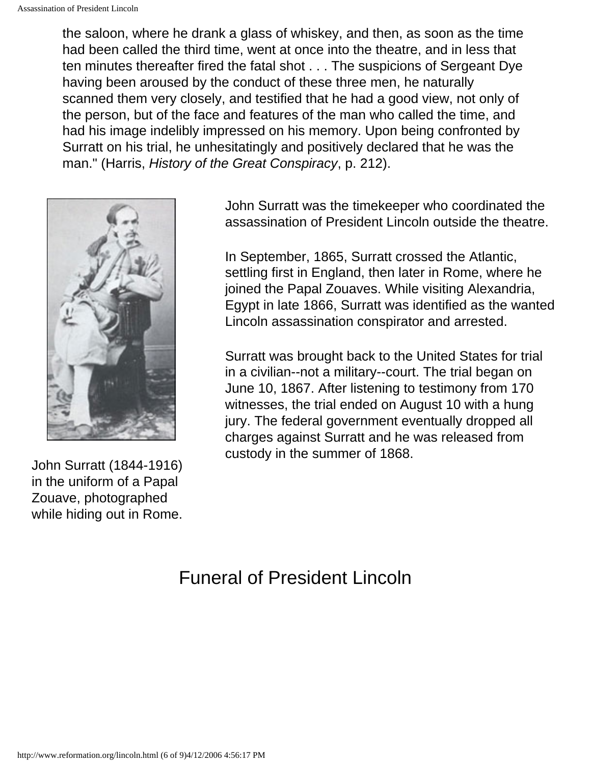the saloon, where he drank a glass of whiskey, and then, as soon as the time had been called the third time, went at once into the theatre, and in less that ten minutes thereafter fired the fatal shot . . . The suspicions of Sergeant Dye having been aroused by the conduct of these three men, he naturally scanned them very closely, and testified that he had a good view, not only of the person, but of the face and features of the man who called the time, and had his image indelibly impressed on his memory. Upon being confronted by Surratt on his trial, he unhesitatingly and positively declared that he was the man." (Harris, *History of the Great Conspiracy*, p. 212).

John Surratt (1844-1916) in the uniform of a Papal Zouave, photographed while hiding out in Rome.

John Surratt was the timekeeper who coordinated the assassination of President Lincoln outside the theatre.

In September, 1865, Surratt crossed the Atlantic, settling first in England, then later in Rome, where he joined the Papal Zouaves. While visiting Alexandria, Egypt in late 1866, Surratt was identified as the wanted Lincoln assassination conspirator and arrested.

Surratt was brought back to the United States for trial in a civilian--not a military--court. The trial began on June 10, 1867. After listening to testimony from 170 witnesses, the trial ended on August 10 with a hung jury. The federal government eventually dropped all charges against Surratt and he was released from custody in the summer of 1868.

# Funeral of President Lincoln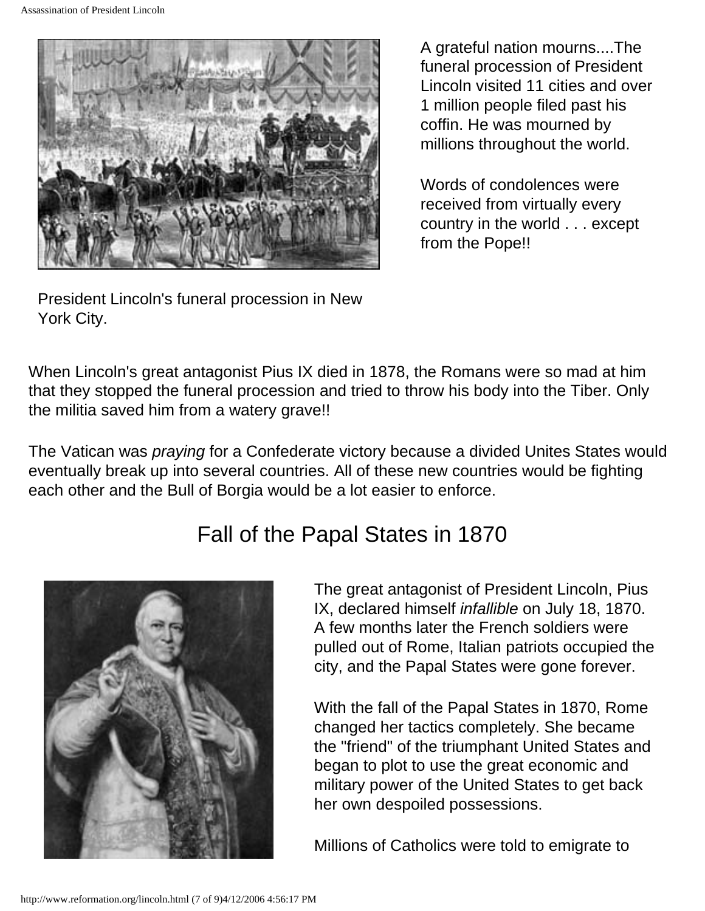A grateful nation mourns....The funeral procession of President Lincoln visited 11 cities and over 1 million people filed past his coffin. He was mourned by millions throughout the world.

Words of condolences were received from virtually every country in the world . . . except from the Pope!!

President Lincoln's funeral procession in New York City.

When Lincoln's great antagonist Pius IX died in 1878, the Romans were so mad at him that they stopped the funeral procession and tried to throw his body into the Tiber. Only the militia saved him from a watery grave!!

The Vatican was *praying* for a Confederate victory because a divided Unites States would eventually break up into several countries. All of these new countries would be fighting each other and the Bull of Borgia would be a lot easier to enforce.

## Fall of the Papal States in 1870

The great antagonist of President Lincoln, Pius IX, declared himself *infallible* on July 18, 1870. A few months later the French soldiers were pulled out of Rome, Italian patriots occupied the city, and the Papal States were gone forever.

With the fall of the Papal States in 1870, Rome changed her tactics completely. She became the "friend" of the triumphant United States and began to plot to use the great economic and military power of the United States to get back her own despoiled possessions.

Millions of Catholics were told to emigrate to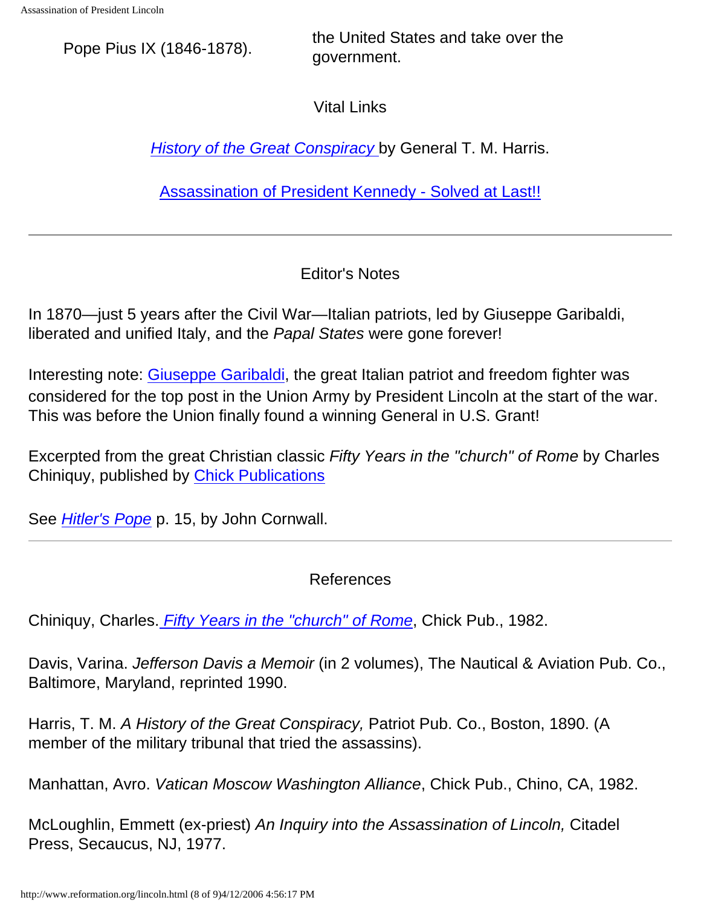| Pope Pius IX (1846-1878). | the United States and take over the government. |
| --- | --- |

Vital Links

*History of the Great Conspiracy* by General T. M. Harris.

Assassination of President Kennedy - Solved at Last!!

---

Editor's Notes

In 1870—just 5 years after the Civil War—Italian patriots, led by Giuseppe Garibaldi, liberated and unified Italy, and the *Papal States* were gone forever!

Interesting note: Giuseppe Garibaldi, the great Italian patriot and freedom fighter was considered for the top post in the Union Army by President Lincoln at the start of the war. This was before the Union finally found a winning General in U.S. Grant!

Excerpted from the great Christian classic *Fifty Years in the "church" of Rome* by Charles Chiniquy, published by Chick Publications

See *Hitler's Pope* p. 15, by John Cornwall.

---

References

Chiniquy, Charles. *Fifty Years in the "church" of Rome*, Chick Pub., 1982.

Davis, Varina. *Jefferson Davis a Memoir* (in 2 volumes), The Nautical & Aviation Pub. Co., Baltimore, Maryland, reprinted 1990.

Harris, T. M. *A History of the Great Conspiracy,* Patriot Pub. Co., Boston, 1890. (A member of the military tribunal that tried the assassins).

Manhattan, Avro. *Vatican Moscow Washington Alliance*, Chick Pub., Chino, CA, 1982.

McLoughlin, Emmett (ex-priest) *An Inquiry into the Assassination of Lincoln,* Citadel Press, Secaucus, NJ, 1977.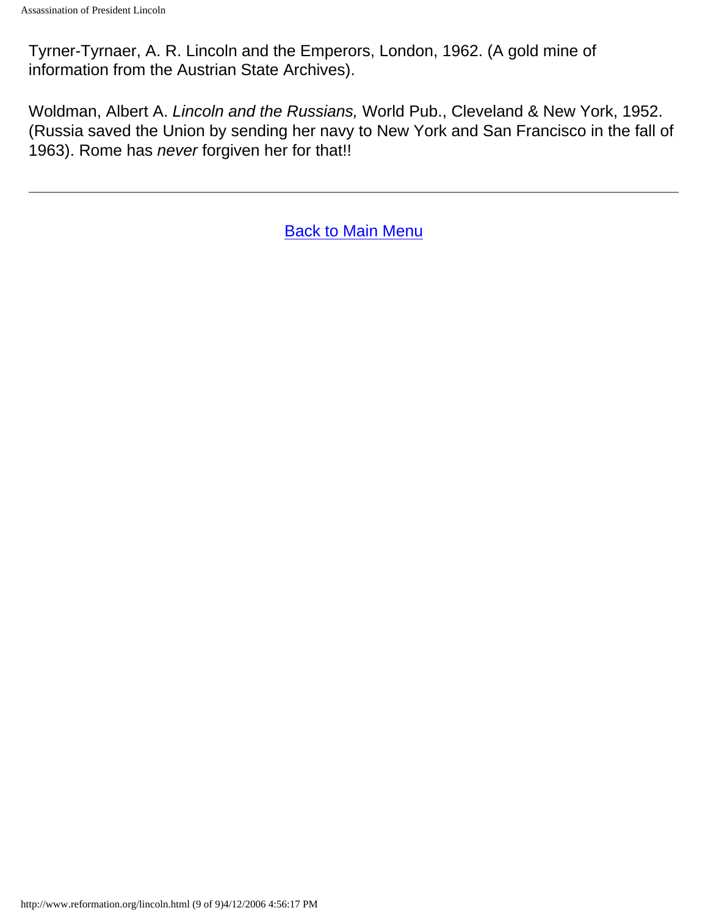Tyrner-Tyrnaer, A. R. Lincoln and the Emperors, London, 1962. (A gold mine of information from the Austrian State Archives).

Woldman, Albert A. *Lincoln and the Russians,* World Pub., Cleveland & New York, 1952. (Russia saved the Union by sending her navy to New York and San Francisco in the fall of 1963). Rome has *never* forgiven her for that!!

---

Back to Main Menu